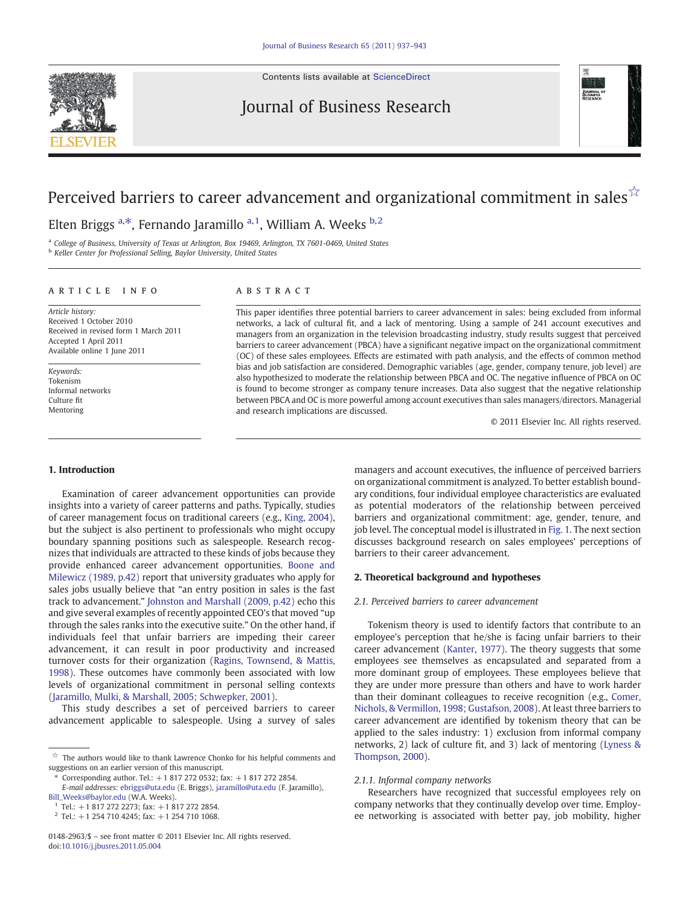# Perceived barriers to career advancement and organizational commitment in sales ☆

Elten Briggs [a,*], Fernando Jaramillo [a,1], William A. Weeks [b,2]

[a] College of Business, University of Texas at Arlington, Box 19469, Arlington, TX 7601-0469, United States
[b] Keller Center for Professional Selling, Baylor University, United States

**ARTICLE INFO**

*Article history:*
Received 1 October 2010
Received in revised form 1 March 2011
Accepted 1 April 2011
Available online 1 June 2011

*Keywords:*
Tokenism
Informal networks
Culture fit
Mentoring

**ABSTRACT**

This paper identifies three potential barriers to career advancement in sales: being excluded from informal networks, a lack of cultural fit, and a lack of mentoring. Using a sample of 241 account executives and managers from an organization in the television broadcasting industry, study results suggest that perceived barriers to career advancement (PBCA) have a significant negative impact on the organizational commitment (OC) of these sales employees. Effects are estimated with path analysis, and the effects of common method bias and job satisfaction are considered. Demographic variables (age, gender, company tenure, job level) are also hypothesized to moderate the relationship between PBCA and OC. The negative influence of PBCA on OC is found to become stronger as company tenure increases. Data also suggest that the negative relationship between PBCA and OC is more powerful among account executives than sales managers/directors. Managerial and research implications are discussed.

© 2011 Elsevier Inc. All rights reserved.

## 1. Introduction

Examination of career advancement opportunities can provide insights into a variety of career patterns and paths. Typically, studies of career management focus on traditional careers (e.g., King, 2004), but the subject is also pertinent to professionals who might occupy boundary spanning positions such as salespeople. Research recognizes that individuals are attracted to these kinds of jobs because they provide enhanced career advancement opportunities. Boone and Milewicz (1989, p.42) report that university graduates who apply for sales jobs usually believe that "an entry position in sales is the fast track to advancement." Johnston and Marshall (2009, p.42) echo this and give several examples of recently appointed CEO's that moved "up through the sales ranks into the executive suite." On the other hand, if individuals feel that unfair barriers are impeding their career advancement, it can result in poor productivity and increased turnover costs for their organization (Ragins, Townsend, & Mattis, 1998). These outcomes have commonly been associated with low levels of organizational commitment in personal selling contexts (Jaramillo, Mulki, & Marshall, 2005; Schwepker, 2001).

This study describes a set of perceived barriers to career advancement applicable to salespeople. Using a survey of sales managers and account executives, the influence of perceived barriers on organizational commitment is analyzed. To better establish boundary conditions, four individual employee characteristics are evaluated as potential moderators of the relationship between perceived barriers and organizational commitment: age, gender, tenure, and job level. The conceptual model is illustrated in Fig. 1. The next section discusses background research on sales employees' perceptions of barriers to their career advancement.

## 2. Theoretical background and hypotheses

### 2.1. Perceived barriers to career advancement

Tokenism theory is used to identify factors that contribute to an employee's perception that he/she is facing unfair barriers to their career advancement (Kanter, 1977). The theory suggests that some employees see themselves as encapsulated and separated from a more dominant group of employees. These employees believe that they are under more pressure than others and have to work harder than their dominant colleagues to receive recognition (e.g., Comer, Nichols, & Vermillion, 1998; Gustafson, 2008). At least three barriers to career advancement are identified by tokenism theory that can be applied to the sales industry: 1) exclusion from informal company networks, 2) lack of culture fit, and 3) lack of mentoring (Lyness & Thompson, 2000).

#### 2.1.1. Informal company networks

Researchers have recognized that successful employees rely on company networks that they continually develop over time. Employee networking is associated with better pay, job mobility, higher

---

☆ The authors would like to thank Lawrence Chonko for his helpful comments and suggestions on an earlier version of this manuscript.

\* Corresponding author. Tel.: +1 817 272 0532; fax: +1 817 272 2854.
*E-mail addresses:* ebriggs@uta.edu (E. Briggs), jaramillo@uta.edu (F. Jaramillo), Bill_Weeks@baylor.edu (W.A. Weeks).

[1] Tel.: +1 817 272 2273; fax: +1 817 272 2854.
[2] Tel.: +1 254 710 4245; fax: +1 254 710 1068.

0148-2963/$ – see front matter © 2011 Elsevier Inc. All rights reserved.
doi:10.1016/j.jbusres.2011.05.004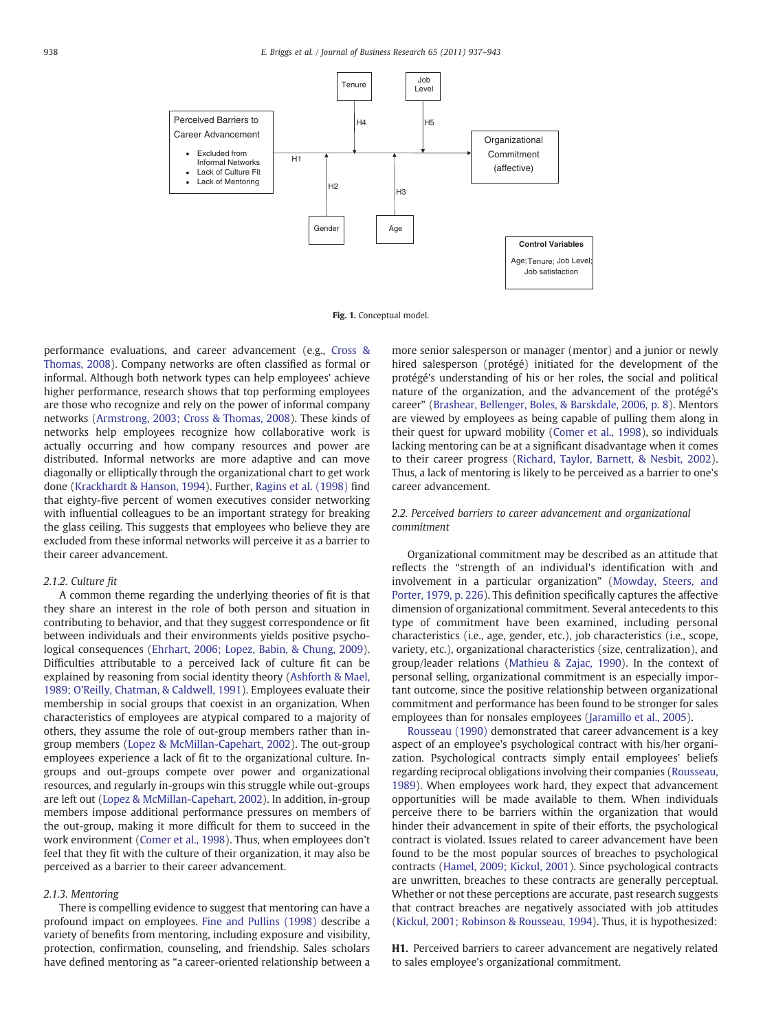Perceived Barriers to Career Advancement

- Excluded from Informal Networks
- Lack of Culture Fit
- Lack of Mentoring

Tenure — H4; Job Level — H5; Gender — H2; Age — H3; H1 → Organizational Commitment (affective)

Control Variables: Age; Tenure; Job Level; Job satisfaction

**Fig. 1.** Conceptual model.

performance evaluations, and career advancement (e.g., Cross & Thomas, 2008). Company networks are often classified as formal or informal. Although both network types can help employees' achieve higher performance, research shows that top performing employees are those who recognize and rely on the power of informal company networks (Armstrong, 2003; Cross & Thomas, 2008). These kinds of networks help employees recognize how collaborative work is actually occurring and how company resources are distributed. Informal networks are more adaptive and can move diagonally or elliptically through the organizational chart to get work done (Krackhardt & Hanson, 1994). Further, Ragins et al. (1998) find that eighty-five percent of women executives consider networking with influential colleagues to be an important strategy for breaking the glass ceiling. This suggests that employees who believe they are excluded from these informal networks will perceive it as a barrier to their career advancement.

#### 2.1.2. Culture fit

A common theme regarding the underlying theories of fit is that they share an interest in the role of both person and situation in contributing to behavior, and that they suggest correspondence or fit between individuals and their environments yields positive psychological consequences (Ehrhart, 2006; Lopez, Babin, & Chung, 2009). Difficulties attributable to a perceived lack of culture fit can be explained by reasoning from social identity theory (Ashforth & Mael, 1989; O'Reilly, Chatman, & Caldwell, 1991). Employees evaluate their membership in social groups that coexist in an organization. When characteristics of employees are atypical compared to a majority of others, they assume the role of out-group members rather than in-group members (Lopez & McMillan-Capehart, 2002). The out-group employees experience a lack of fit to the organizational culture. In-groups and out-groups compete over power and organizational resources, and regularly in-groups win this struggle while out-groups are left out (Lopez & McMillan-Capehart, 2002). In addition, in-group members impose additional performance pressures on members of the out-group, making it more difficult for them to succeed in the work environment (Comer et al., 1998). Thus, when employees don't feel that they fit with the culture of their organization, it may also be perceived as a barrier to their career advancement.

#### 2.1.3. Mentoring

There is compelling evidence to suggest that mentoring can have a profound impact on employees. Fine and Pullins (1998) describe a variety of benefits from mentoring, including exposure and visibility, protection, confirmation, counseling, and friendship. Sales scholars have defined mentoring as "a career-oriented relationship between a more senior salesperson or manager (mentor) and a junior or newly hired salesperson (protégé) initiated for the development of the protégé's understanding of his or her roles, the social and political nature of the organization, and the advancement of the protégé's career" (Brashear, Bellenger, Boles, & Barskdale, 2006, p. 8). Mentors are viewed by employees as being capable of pulling them along in their quest for upward mobility (Comer et al., 1998), so individuals lacking mentoring can be at a significant disadvantage when it comes to their career progress (Richard, Taylor, Barnett, & Nesbit, 2002). Thus, a lack of mentoring is likely to be perceived as a barrier to one's career advancement.

### 2.2. Perceived barriers to career advancement and organizational commitment

Organizational commitment may be described as an attitude that reflects the "strength of an individual's identification with and involvement in a particular organization" (Mowday, Steers, and Porter, 1979, p. 226). This definition specifically captures the affective dimension of organizational commitment. Several antecedents to this type of commitment have been examined, including personal characteristics (i.e., age, gender, etc.), job characteristics (i.e., scope, variety, etc.), organizational characteristics (size, centralization), and group/leader relations (Mathieu & Zajac, 1990). In the context of personal selling, organizational commitment is an especially important outcome, since the positive relationship between organizational commitment and performance has been found to be stronger for sales employees than for nonsales employees (Jaramillo et al., 2005).

Rousseau (1990) demonstrated that career advancement is a key aspect of an employee's psychological contract with his/her organization. Psychological contracts simply entail employees' beliefs regarding reciprocal obligations involving their companies (Rousseau, 1989). When employees work hard, they expect that advancement opportunities will be made available to them. When individuals perceive there to be barriers within the organization that would hinder their advancement in spite of their efforts, the psychological contract is violated. Issues related to career advancement have been found to be the most popular sources of breaches to psychological contracts (Hamel, 2009; Kickul, 2001). Since psychological contracts are unwritten, breaches to these contracts are generally perceptual. Whether or not these perceptions are accurate, past research suggests that contract breaches are negatively associated with job attitudes (Kickul, 2001; Robinson & Rousseau, 1994). Thus, it is hypothesized:

**H1.** Perceived barriers to career advancement are negatively related to sales employee's organizational commitment.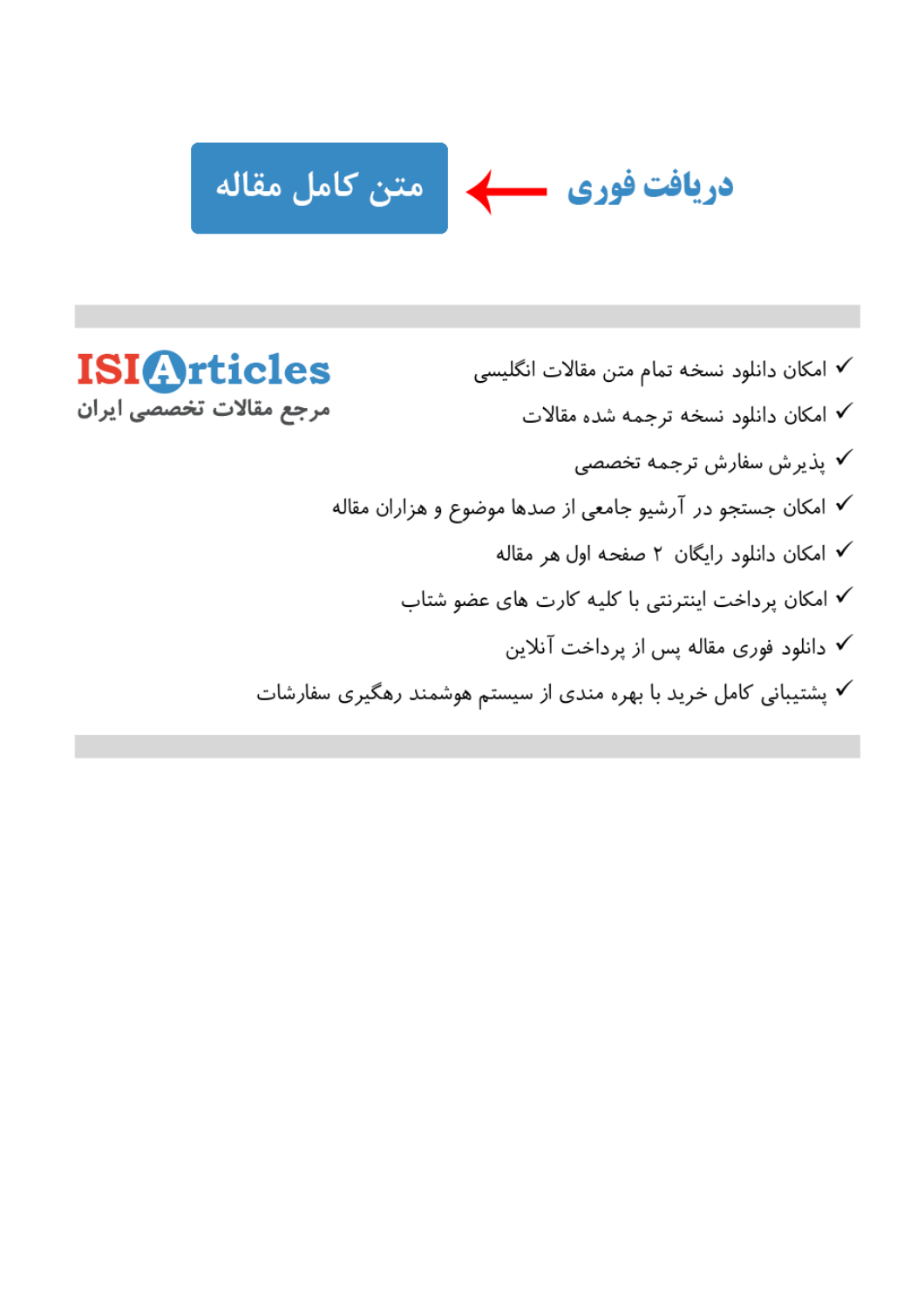دریافت فوری ← **متن کامل مقاله**

**ISIArticles**
مرجع مقالات تخصصی ایران

- ✓ امکان دانلود نسخه تمام متن مقالات انگلیسی
- ✓ امکان دانلود نسخه ترجمه شده مقالات
- ✓ پذیرش سفارش ترجمه تخصصی
- ✓ امکان جستجو در آرشیو جامعی از صدها موضوع و هزاران مقاله
- ✓ امکان دانلود رایگان ۲ صفحه اول هر مقاله
- ✓ امکان پرداخت اینترنتی با کلیه کارت های عضو شتاب
- ✓ دانلود فوری مقاله پس از پرداخت آنلاین
- ✓ پشتیبانی کامل خرید با بهره مندی از سیستم هوشمند رهگیری سفارشات